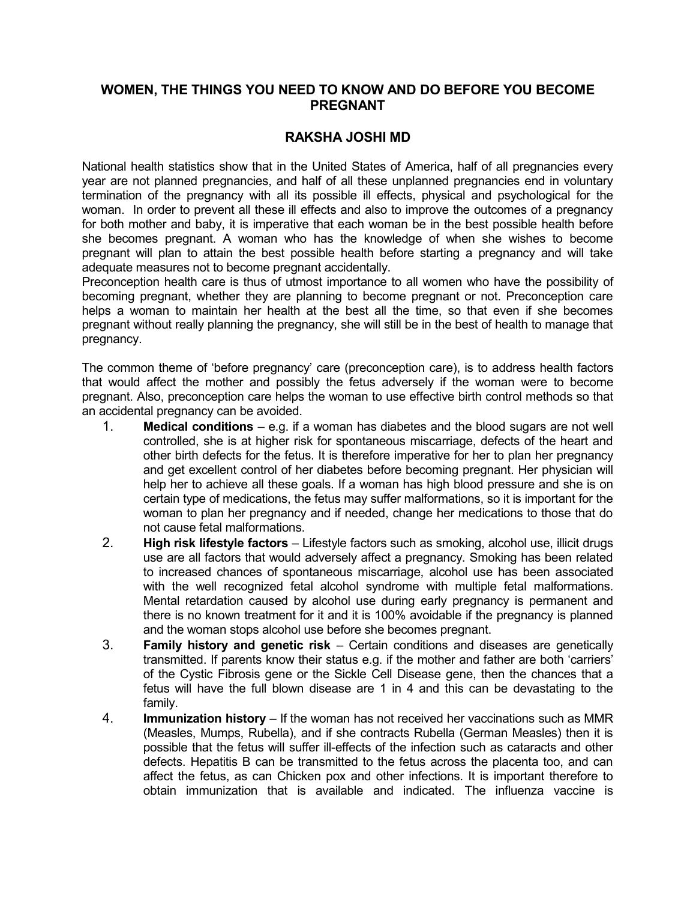# WOMEN, THE THINGS YOU NEED TO KNOW AND DO BEFORE YOU BECOME PREGNANT

## RAKSHA JOSHI MD

National health statistics show that in the United States of America, half of all pregnancies every year are not planned pregnancies, and half of all these unplanned pregnancies end in voluntary termination of the pregnancy with all its possible ill effects, physical and psychological for the woman. In order to prevent all these ill effects and also to improve the outcomes of a pregnancy for both mother and baby, it is imperative that each woman be in the best possible health before she becomes pregnant. A woman who has the knowledge of when she wishes to become pregnant will plan to attain the best possible health before starting a pregnancy and will take adequate measures not to become pregnant accidentally.

Preconception health care is thus of utmost importance to all women who have the possibility of becoming pregnant, whether they are planning to become pregnant or not. Preconception care helps a woman to maintain her health at the best all the time, so that even if she becomes pregnant without really planning the pregnancy, she will still be in the best of health to manage that pregnancy.

The common theme of 'before pregnancy' care (preconception care), is to address health factors that would affect the mother and possibly the fetus adversely if the woman were to become pregnant. Also, preconception care helps the woman to use effective birth control methods so that an accidental pregnancy can be avoided.

1. **Medical conditions** – e.g. if a woman has diabetes and the blood sugars are not well controlled, she is at higher risk for spontaneous miscarriage, defects of the heart and other birth defects for the fetus. It is therefore imperative for her to plan her pregnancy and get excellent control of her diabetes before becoming pregnant. Her physician will help her to achieve all these goals. If a woman has high blood pressure and she is on certain type of medications, the fetus may suffer malformations, so it is important for the woman to plan her pregnancy and if needed, change her medications to those that do not cause fetal malformations.
2. **High risk lifestyle factors** – Lifestyle factors such as smoking, alcohol use, illicit drugs use are all factors that would adversely affect a pregnancy. Smoking has been related to increased chances of spontaneous miscarriage, alcohol use has been associated with the well recognized fetal alcohol syndrome with multiple fetal malformations. Mental retardation caused by alcohol use during early pregnancy is permanent and there is no known treatment for it and it is 100% avoidable if the pregnancy is planned and the woman stops alcohol use before she becomes pregnant.
3. **Family history and genetic risk** – Certain conditions and diseases are genetically transmitted. If parents know their status e.g. if the mother and father are both 'carriers' of the Cystic Fibrosis gene or the Sickle Cell Disease gene, then the chances that a fetus will have the full blown disease are 1 in 4 and this can be devastating to the family.
4. **Immunization history** – If the woman has not received her vaccinations such as MMR (Measles, Mumps, Rubella), and if she contracts Rubella (German Measles) then it is possible that the fetus will suffer ill-effects of the infection such as cataracts and other defects. Hepatitis B can be transmitted to the fetus across the placenta too, and can affect the fetus, as can Chicken pox and other infections. It is important therefore to obtain immunization that is available and indicated. The influenza vaccine is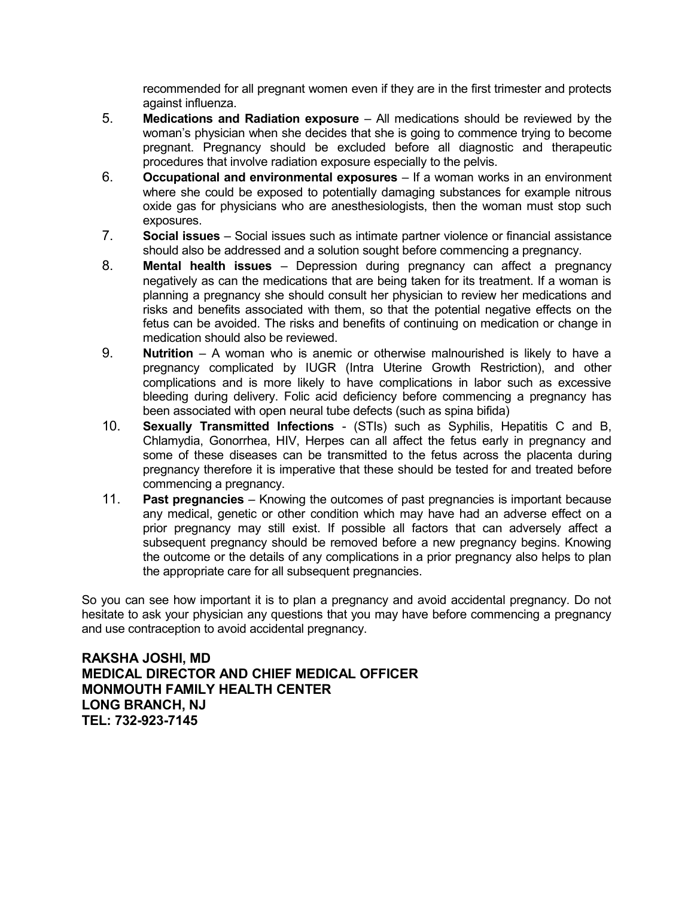recommended for all pregnant women even if they are in the first trimester and protects against influenza.

5. **Medications and Radiation exposure** – All medications should be reviewed by the woman's physician when she decides that she is going to commence trying to become pregnant. Pregnancy should be excluded before all diagnostic and therapeutic procedures that involve radiation exposure especially to the pelvis.
6. **Occupational and environmental exposures** – If a woman works in an environment where she could be exposed to potentially damaging substances for example nitrous oxide gas for physicians who are anesthesiologists, then the woman must stop such exposures.
7. **Social issues** – Social issues such as intimate partner violence or financial assistance should also be addressed and a solution sought before commencing a pregnancy.
8. **Mental health issues** – Depression during pregnancy can affect a pregnancy negatively as can the medications that are being taken for its treatment. If a woman is planning a pregnancy she should consult her physician to review her medications and risks and benefits associated with them, so that the potential negative effects on the fetus can be avoided. The risks and benefits of continuing on medication or change in medication should also be reviewed.
9. **Nutrition** – A woman who is anemic or otherwise malnourished is likely to have a pregnancy complicated by IUGR (Intra Uterine Growth Restriction), and other complications and is more likely to have complications in labor such as excessive bleeding during delivery. Folic acid deficiency before commencing a pregnancy has been associated with open neural tube defects (such as spina bifida)
10. **Sexually Transmitted Infections** - (STIs) such as Syphilis, Hepatitis C and B, Chlamydia, Gonorrhea, HIV, Herpes can all affect the fetus early in pregnancy and some of these diseases can be transmitted to the fetus across the placenta during pregnancy therefore it is imperative that these should be tested for and treated before commencing a pregnancy.
11. **Past pregnancies** – Knowing the outcomes of past pregnancies is important because any medical, genetic or other condition which may have had an adverse effect on a prior pregnancy may still exist. If possible all factors that can adversely affect a subsequent pregnancy should be removed before a new pregnancy begins. Knowing the outcome or the details of any complications in a prior pregnancy also helps to plan the appropriate care for all subsequent pregnancies.

So you can see how important it is to plan a pregnancy and avoid accidental pregnancy. Do not hesitate to ask your physician any questions that you may have before commencing a pregnancy and use contraception to avoid accidental pregnancy.

**RAKSHA JOSHI, MD**
**MEDICAL DIRECTOR AND CHIEF MEDICAL OFFICER**
**MONMOUTH FAMILY HEALTH CENTER**
**LONG BRANCH, NJ**
**TEL: 732-923-7145**